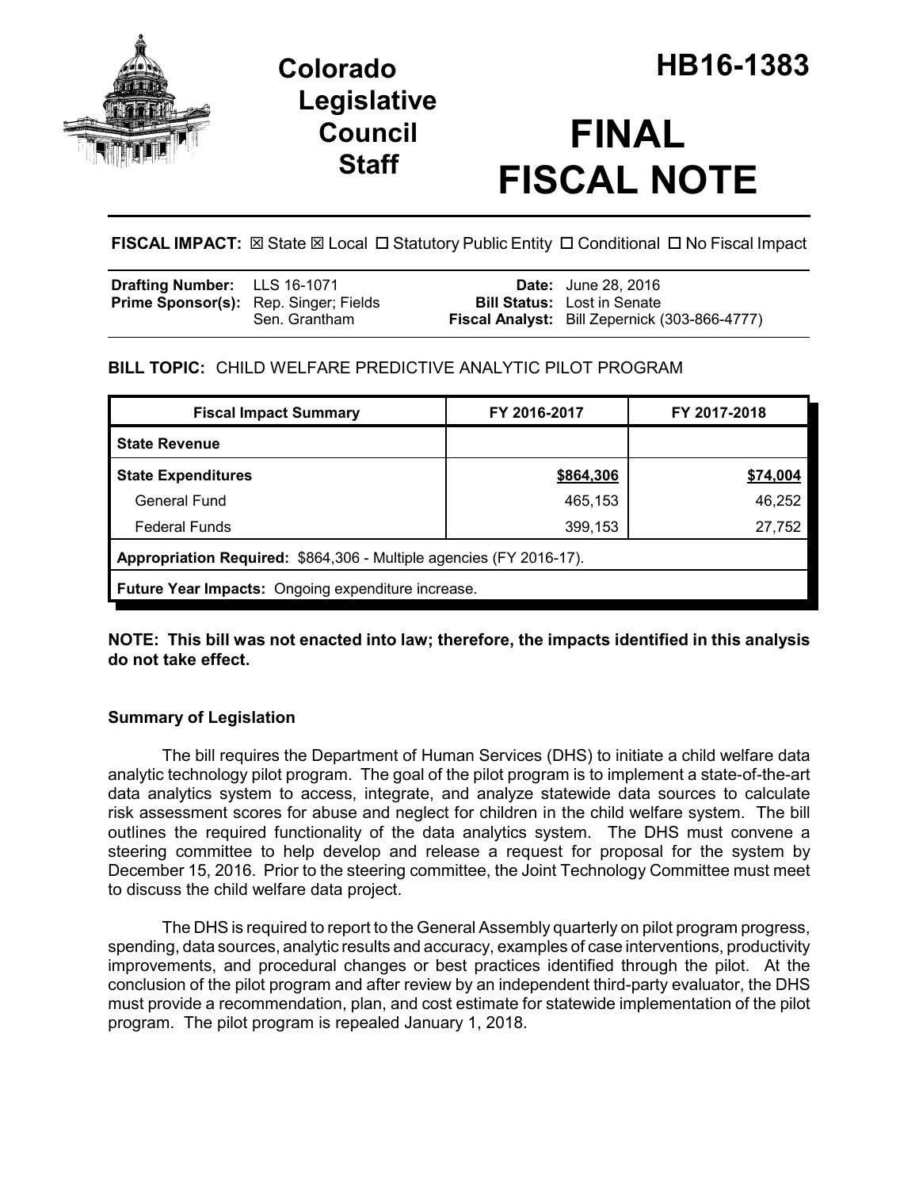# Colorado Legislative Council Staff

# HB16-1383

# FINAL FISCAL NOTE

**FISCAL IMPACT:** ☒ State ☒ Local ☐ Statutory Public Entity ☐ Conditional ☐ No Fiscal Impact

| | | | |
|---|---|---|---|
| **Drafting Number:** | LLS 16-1071 | **Date:** | June 28, 2016 |
| **Prime Sponsor(s):** | Rep. Singer; Fields<br>Sen. Grantham | **Bill Status:** | Lost in Senate |
| | | **Fiscal Analyst:** | Bill Zepernick (303-866-4777) |

## BILL TOPIC: CHILD WELFARE PREDICTIVE ANALYTIC PILOT PROGRAM

| Fiscal Impact Summary | FY 2016-2017 | FY 2017-2018 |
|---|---|---|
| **State Revenue** | | |
| **State Expenditures** | **$864,306** | **$74,004** |
| General Fund | 465,153 | 46,252 |
| Federal Funds | 399,153 | 27,752 |
| **Appropriation Required:** $864,306 - Multiple agencies (FY 2016-17). | | |
| **Future Year Impacts:** Ongoing expenditure increase. | | |

**NOTE: This bill was not enacted into law; therefore, the impacts identified in this analysis do not take effect.**

### Summary of Legislation

The bill requires the Department of Human Services (DHS) to initiate a child welfare data analytic technology pilot program. The goal of the pilot program is to implement a state-of-the-art data analytics system to access, integrate, and analyze statewide data sources to calculate risk assessment scores for abuse and neglect for children in the child welfare system. The bill outlines the required functionality of the data analytics system. The DHS must convene a steering committee to help develop and release a request for proposal for the system by December 15, 2016. Prior to the steering committee, the Joint Technology Committee must meet to discuss the child welfare data project.

The DHS is required to report to the General Assembly quarterly on pilot program progress, spending, data sources, analytic results and accuracy, examples of case interventions, productivity improvements, and procedural changes or best practices identified through the pilot. At the conclusion of the pilot program and after review by an independent third-party evaluator, the DHS must provide a recommendation, plan, and cost estimate for statewide implementation of the pilot program. The pilot program is repealed January 1, 2018.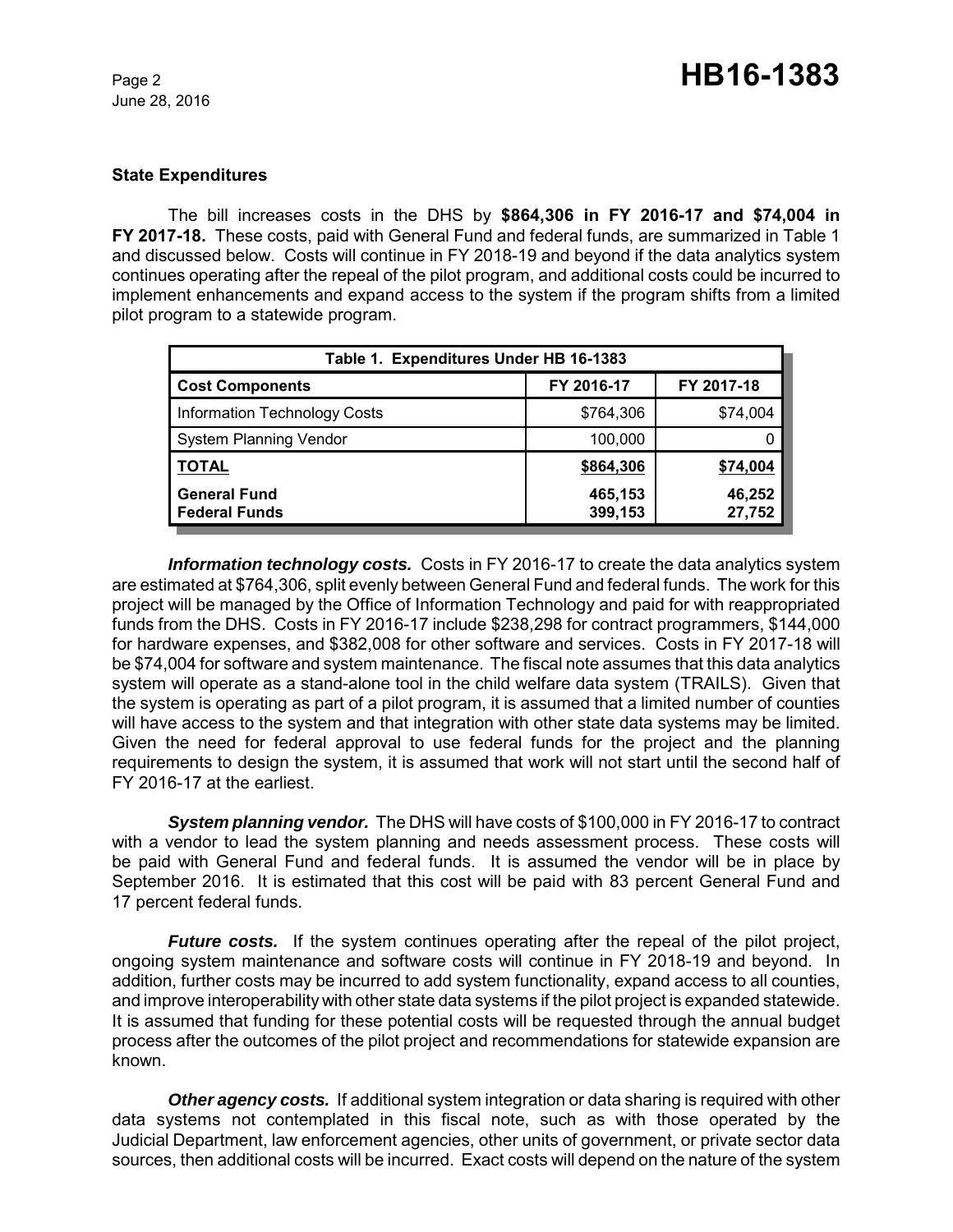## State Expenditures

The bill increases costs in the DHS by **$864,306 in FY 2016-17 and $74,004 in FY 2017-18.** These costs, paid with General Fund and federal funds, are summarized in Table 1 and discussed below. Costs will continue in FY 2018-19 and beyond if the data analytics system continues operating after the repeal of the pilot program, and additional costs could be incurred to implement enhancements and expand access to the system if the program shifts from a limited pilot program to a statewide program.

| Table 1. Expenditures Under HB 16-1383 | | |
|---|---|---|
| **Cost Components** | **FY 2016-17** | **FY 2017-18** |
| Information Technology Costs | $764,306 | $74,004 |
| System Planning Vendor | 100,000 | 0 |
| **TOTAL** | **$864,306** | **$74,004** |
| **General Fund** | **465,153** | **46,252** |
| **Federal Funds** | **399,153** | **27,752** |

***Information technology costs.*** Costs in FY 2016-17 to create the data analytics system are estimated at $764,306, split evenly between General Fund and federal funds. The work for this project will be managed by the Office of Information Technology and paid for with reappropriated funds from the DHS. Costs in FY 2016-17 include $238,298 for contract programmers, $144,000 for hardware expenses, and $382,008 for other software and services. Costs in FY 2017-18 will be $74,004 for software and system maintenance. The fiscal note assumes that this data analytics system will operate as a stand-alone tool in the child welfare data system (TRAILS). Given that the system is operating as part of a pilot program, it is assumed that a limited number of counties will have access to the system and that integration with other state data systems may be limited. Given the need for federal approval to use federal funds for the project and the planning requirements to design the system, it is assumed that work will not start until the second half of FY 2016-17 at the earliest.

***System planning vendor.*** The DHS will have costs of $100,000 in FY 2016-17 to contract with a vendor to lead the system planning and needs assessment process. These costs will be paid with General Fund and federal funds. It is assumed the vendor will be in place by September 2016. It is estimated that this cost will be paid with 83 percent General Fund and 17 percent federal funds.

***Future costs.*** If the system continues operating after the repeal of the pilot project, ongoing system maintenance and software costs will continue in FY 2018-19 and beyond. In addition, further costs may be incurred to add system functionality, expand access to all counties, and improve interoperability with other state data systems if the pilot project is expanded statewide. It is assumed that funding for these potential costs will be requested through the annual budget process after the outcomes of the pilot project and recommendations for statewide expansion are known.

***Other agency costs.*** If additional system integration or data sharing is required with other data systems not contemplated in this fiscal note, such as with those operated by the Judicial Department, law enforcement agencies, other units of government, or private sector data sources, then additional costs will be incurred. Exact costs will depend on the nature of the system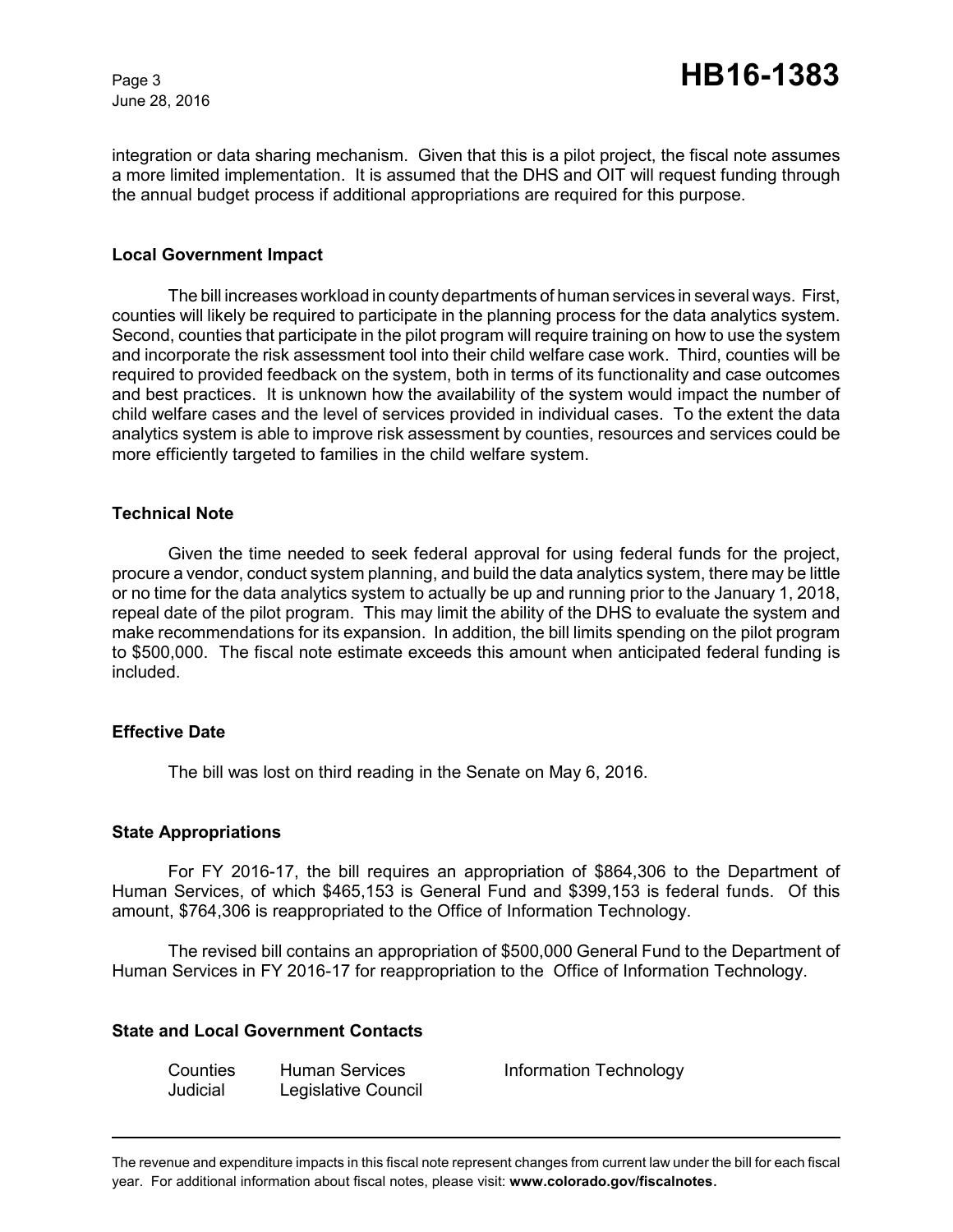integration or data sharing mechanism. Given that this is a pilot project, the fiscal note assumes a more limited implementation. It is assumed that the DHS and OIT will request funding through the annual budget process if additional appropriations are required for this purpose.

### Local Government Impact

The bill increases workload in county departments of human services in several ways. First, counties will likely be required to participate in the planning process for the data analytics system. Second, counties that participate in the pilot program will require training on how to use the system and incorporate the risk assessment tool into their child welfare case work. Third, counties will be required to provided feedback on the system, both in terms of its functionality and case outcomes and best practices. It is unknown how the availability of the system would impact the number of child welfare cases and the level of services provided in individual cases. To the extent the data analytics system is able to improve risk assessment by counties, resources and services could be more efficiently targeted to families in the child welfare system.

### Technical Note

Given the time needed to seek federal approval for using federal funds for the project, procure a vendor, conduct system planning, and build the data analytics system, there may be little or no time for the data analytics system to actually be up and running prior to the January 1, 2018, repeal date of the pilot program. This may limit the ability of the DHS to evaluate the system and make recommendations for its expansion. In addition, the bill limits spending on the pilot program to $500,000. The fiscal note estimate exceeds this amount when anticipated federal funding is included.

### Effective Date

The bill was lost on third reading in the Senate on May 6, 2016.

### State Appropriations

For FY 2016-17, the bill requires an appropriation of $864,306 to the Department of Human Services, of which $465,153 is General Fund and $399,153 is federal funds. Of this amount, $764,306 is reappropriated to the Office of Information Technology.

The revised bill contains an appropriation of $500,000 General Fund to the Department of Human Services in FY 2016-17 for reappropriation to the Office of Information Technology.

### State and Local Government Contacts

| | | |
|---|---|---|
| Counties | Human Services | Information Technology |
| Judicial | Legislative Council | |

The revenue and expenditure impacts in this fiscal note represent changes from current law under the bill for each fiscal year. For additional information about fiscal notes, please visit: **www.colorado.gov/fiscalnotes.**